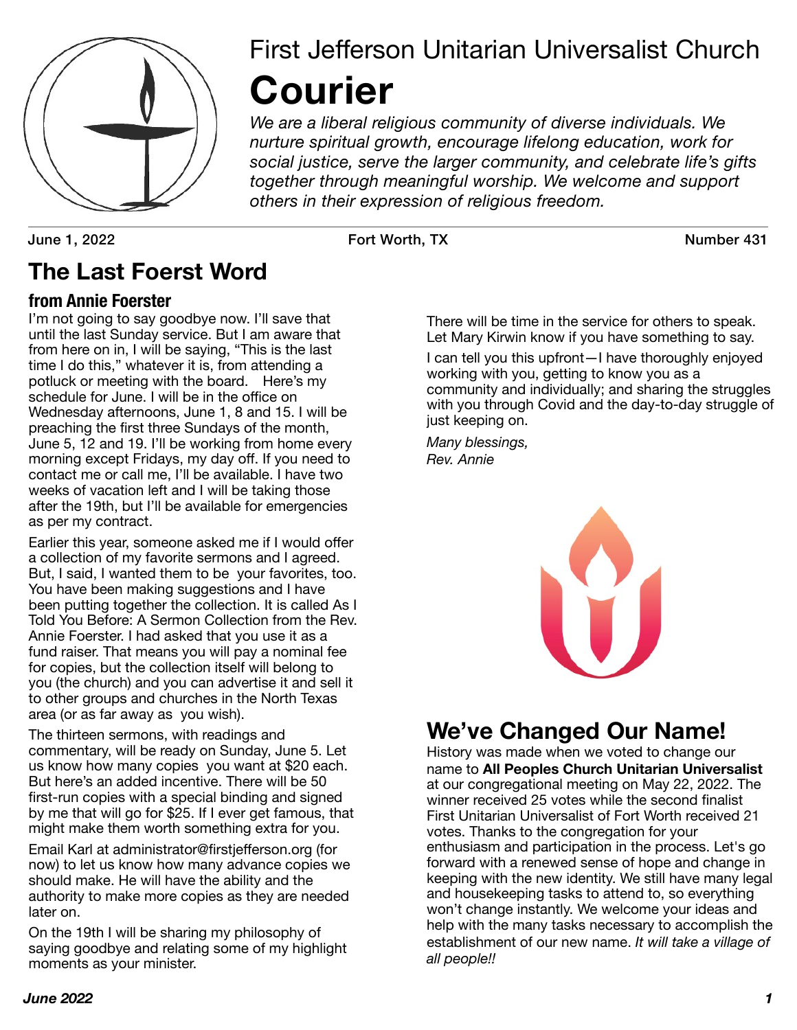# First Jefferson Unitarian Universalist Church

# Courier

*We are a liberal religious community of diverse individuals. We nurture spiritual growth, encourage lifelong education, work for social justice, serve the larger community, and celebrate life's gifts together through meaningful worship. We welcome and support others in their expression of religious freedom.*

**June 1, 2022** | **Fort Worth, TX** | **Number 431**

## The Last Foerst Word

### from Annie Foerster

I'm not going to say goodbye now. I'll save that until the last Sunday service. But I am aware that from here on in, I will be saying, "This is the last time I do this," whatever it is, from attending a potluck or meeting with the board. Here's my schedule for June. I will be in the office on Wednesday afternoons, June 1, 8 and 15. I will be preaching the first three Sundays of the month, June 5, 12 and 19. I'll be working from home every morning except Fridays, my day off. If you need to contact me or call me, I'll be available. I have two weeks of vacation left and I will be taking those after the 19th, but I'll be available for emergencies as per my contract.

Earlier this year, someone asked me if I would offer a collection of my favorite sermons and I agreed. But, I said, I wanted them to be your favorites, too. You have been making suggestions and I have been putting together the collection. It is called As I Told You Before: A Sermon Collection from the Rev. Annie Foerster. I had asked that you use it as a fund raiser. That means you will pay a nominal fee for copies, but the collection itself will belong to you (the church) and you can advertise it and sell it to other groups and churches in the North Texas area (or as far away as you wish).

The thirteen sermons, with readings and commentary, will be ready on Sunday, June 5. Let us know how many copies you want at $20 each. But here's an added incentive. There will be 50 first-run copies with a special binding and signed by me that will go for $25. If I ever get famous, that might make them worth something extra for you.

Email Karl at administrator@firstjefferson.org (for now) to let us know how many advance copies we should make. He will have the ability and the authority to make more copies as they are needed later on.

On the 19th I will be sharing my philosophy of saying goodbye and relating some of my highlight moments as your minister.

There will be time in the service for others to speak. Let Mary Kirwin know if you have something to say.

I can tell you this upfront—I have thoroughly enjoyed working with you, getting to know you as a community and individually; and sharing the struggles with you through Covid and the day-to-day struggle of just keeping on.

*Many blessings,*
*Rev. Annie*

## We've Changed Our Name!

History was made when we voted to change our name to **All Peoples Church Unitarian Universalist** at our congregational meeting on May 22, 2022. The winner received 25 votes while the second finalist First Unitarian Universalist of Fort Worth received 21 votes. Thanks to the congregation for your enthusiasm and participation in the process. Let's go forward with a renewed sense of hope and change in keeping with the new identity. We still have many legal and housekeeping tasks to attend to, so everything won't change instantly. We welcome your ideas and help with the many tasks necessary to accomplish the establishment of our new name. *It will take a village of all people!!*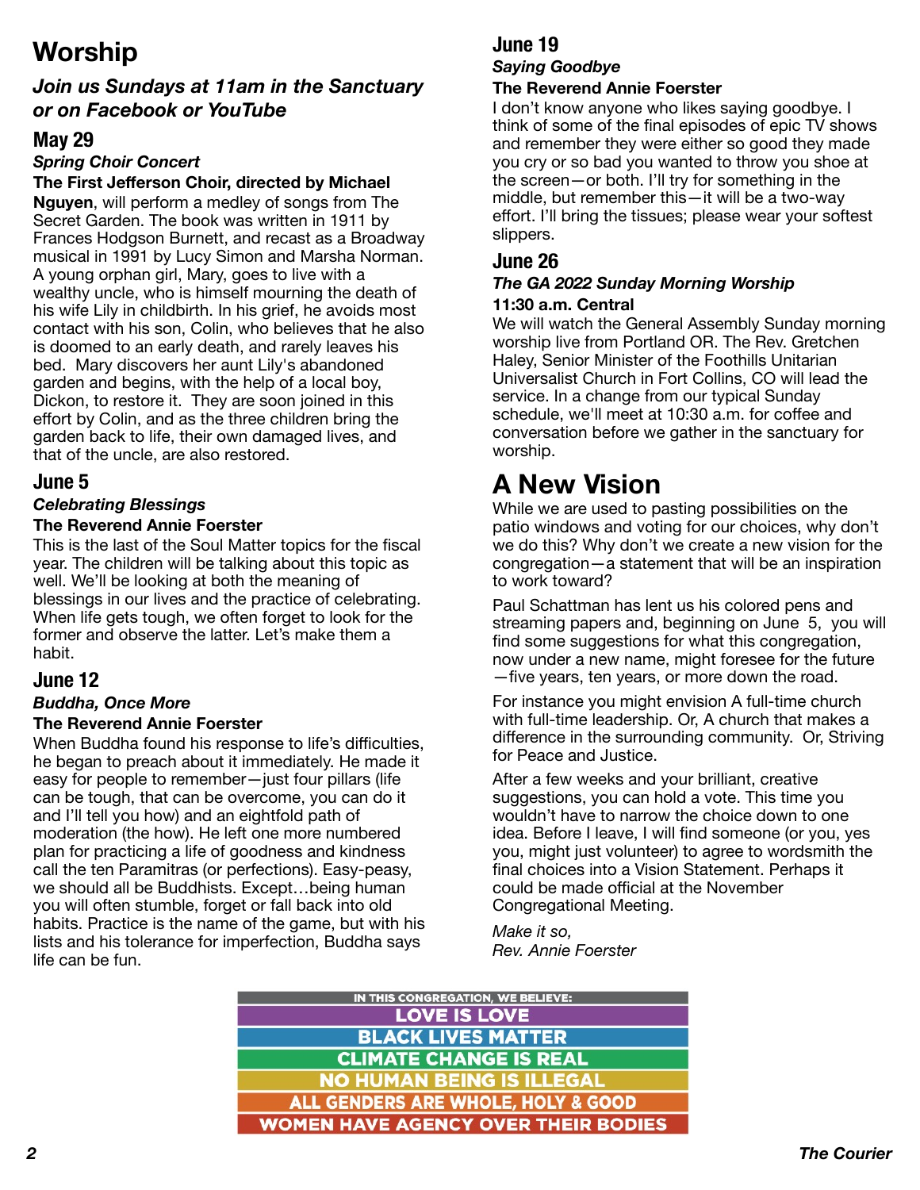# Worship

## *Join us Sundays at 11am in the Sanctuary or on Facebook or YouTube*

### May 29

***Spring Choir Concert***

**The First Jefferson Choir, directed by Michael Nguyen**, will perform a medley of songs from The Secret Garden. The book was written in 1911 by Frances Hodgson Burnett, and recast as a Broadway musical in 1991 by Lucy Simon and Marsha Norman. A young orphan girl, Mary, goes to live with a wealthy uncle, who is himself mourning the death of his wife Lily in childbirth. In his grief, he avoids most contact with his son, Colin, who believes that he also is doomed to an early death, and rarely leaves his bed. Mary discovers her aunt Lily's abandoned garden and begins, with the help of a local boy, Dickon, to restore it. They are soon joined in this effort by Colin, and as the three children bring the garden back to life, their own damaged lives, and that of the uncle, are also restored.

### June 5

***Celebrating Blessings***

**The Reverend Annie Foerster**

This is the last of the Soul Matter topics for the fiscal year. The children will be talking about this topic as well. We'll be looking at both the meaning of blessings in our lives and the practice of celebrating. When life gets tough, we often forget to look for the former and observe the latter. Let's make them a habit.

### June 12

***Buddha, Once More***

**The Reverend Annie Foerster**

When Buddha found his response to life's difficulties, he began to preach about it immediately. He made it easy for people to remember—just four pillars (life can be tough, that can be overcome, you can do it and I'll tell you how) and an eightfold path of moderation (the how). He left one more numbered plan for practicing a life of goodness and kindness call the ten Paramitras (or perfections). Easy-peasy, we should all be Buddhists. Except…being human you will often stumble, forget or fall back into old habits. Practice is the name of the game, but with his lists and his tolerance for imperfection, Buddha says life can be fun.

### June 19

***Saying Goodbye***

**The Reverend Annie Foerster**

I don't know anyone who likes saying goodbye. I think of some of the final episodes of epic TV shows and remember they were either so good they made you cry or so bad you wanted to throw you shoe at the screen—or both. I'll try for something in the middle, but remember this—it will be a two-way effort. I'll bring the tissues; please wear your softest slippers.

### June 26

***The GA 2022 Sunday Morning Worship***

**11:30 a.m. Central**

We will watch the General Assembly Sunday morning worship live from Portland OR. The Rev. Gretchen Haley, Senior Minister of the Foothills Unitarian Universalist Church in Fort Collins, CO will lead the service. In a change from our typical Sunday schedule, we'll meet at 10:30 a.m. for coffee and conversation before we gather in the sanctuary for worship.

# A New Vision

While we are used to pasting possibilities on the patio windows and voting for our choices, why don't we do this? Why don't we create a new vision for the congregation—a statement that will be an inspiration to work toward?

Paul Schattman has lent us his colored pens and streaming papers and, beginning on June 5, you will find some suggestions for what this congregation, now under a new name, might foresee for the future—five years, ten years, or more down the road.

For instance you might envision A full-time church with full-time leadership. Or, A church that makes a difference in the surrounding community. Or, Striving for Peace and Justice.

After a few weeks and your brilliant, creative suggestions, you can hold a vote. This time you wouldn't have to narrow the choice down to one idea. Before I leave, I will find someone (or you, yes you, might just volunteer) to agree to wordsmith the final choices into a Vision Statement. Perhaps it could be made official at the November Congregational Meeting.

*Make it so,*
*Rev. Annie Foerster*

IN THIS CONGREGATION, WE BELIEVE:

LOVE IS LOVE

BLACK LIVES MATTER

CLIMATE CHANGE IS REAL

NO HUMAN BEING IS ILLEGAL

ALL GENDERS ARE WHOLE, HOLY & GOOD

WOMEN HAVE AGENCY OVER THEIR BODIES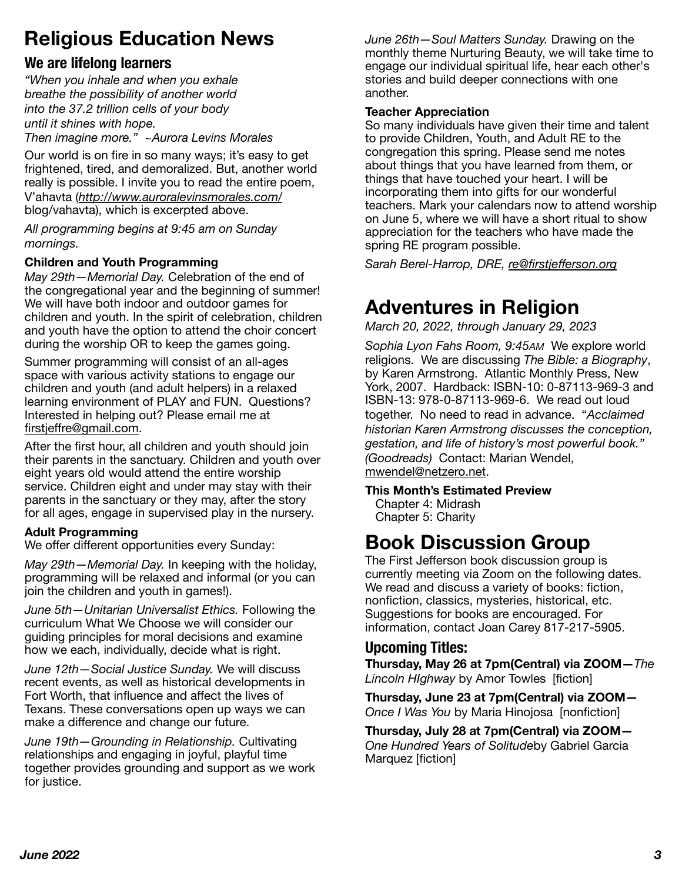# Religious Education News

## We are lifelong learners

*"When you inhale and when you exhale*
*breathe the possibility of another world*
*into the 37.2 trillion cells of your body*
*until it shines with hope.*
*Then imagine more."* ~*Aurora Levins Morales*

Our world is on fire in so many ways; it's easy to get frightened, tired, and demoralized. But, another world really is possible. I invite you to read the entire poem, V'ahavta (*http://www.auroralevinsmorales.com/*blog/vahavta), which is excerpted above.

*All programming begins at 9:45 am on Sunday mornings.*

**Children and Youth Programming**

*May 29th—Memorial Day.* Celebration of the end of the congregational year and the beginning of summer! We will have both indoor and outdoor games for children and youth. In the spirit of celebration, children and youth have the option to attend the choir concert during the worship OR to keep the games going.

Summer programming will consist of an all-ages space with various activity stations to engage our children and youth (and adult helpers) in a relaxed learning environment of PLAY and FUN. Questions? Interested in helping out? Please email me at firstjeffre@gmail.com.

After the first hour, all children and youth should join their parents in the sanctuary. Children and youth over eight years old would attend the entire worship service. Children eight and under may stay with their parents in the sanctuary or they may, after the story for all ages, engage in supervised play in the nursery.

**Adult Programming**

We offer different opportunities every Sunday:

*May 29th—Memorial Day.* In keeping with the holiday, programming will be relaxed and informal (or you can join the children and youth in games!).

*June 5th—Unitarian Universalist Ethics.* Following the curriculum What We Choose we will consider our guiding principles for moral decisions and examine how we each, individually, decide what is right.

*June 12th—Social Justice Sunday.* We will discuss recent events, as well as historical developments in Fort Worth, that influence and affect the lives of Texans. These conversations open up ways we can make a difference and change our future.

*June 19th—Grounding in Relationship.* Cultivating relationships and engaging in joyful, playful time together provides grounding and support as we work for justice.

*June 26th—Soul Matters Sunday.* Drawing on the monthly theme Nurturing Beauty, we will take time to engage our individual spiritual life, hear each other's stories and build deeper connections with one another.

**Teacher Appreciation**

So many individuals have given their time and talent to provide Children, Youth, and Adult RE to the congregation this spring. Please send me notes about things that you have learned from them, or things that have touched your heart. I will be incorporating them into gifts for our wonderful teachers. Mark your calendars now to attend worship on June 5, where we will have a short ritual to show appreciation for the teachers who have made the spring RE program possible.

*Sarah Berel-Harrop, DRE, re@firstjefferson.org*

# Adventures in Religion

*March 20, 2022, through January 29, 2023*

*Sophia Lyon Fahs Room, 9:45AM* We explore world religions. We are discussing *The Bible: a Biography*, by Karen Armstrong. Atlantic Monthly Press, New York, 2007. Hardback: ISBN-10: 0-87113-969-3 and ISBN-13: 978-0-87113-969-6. We read out loud together. No need to read in advance. "*Acclaimed historian Karen Armstrong discusses the conception, gestation, and life of history's most powerful book." (Goodreads)* Contact: Marian Wendel, mwendel@netzero.net.

**This Month's Estimated Preview**

Chapter 4: Midrash
Chapter 5: Charity

# Book Discussion Group

The First Jefferson book discussion group is currently meeting via Zoom on the following dates. We read and discuss a variety of books: fiction, nonfiction, classics, mysteries, historical, etc. Suggestions for books are encouraged. For information, contact Joan Carey 817-217-5905.

## Upcoming Titles:

**Thursday, May 26 at 7pm(Central) via ZOOM—***The Lincoln HIghway* by Amor Towles [fiction]

**Thursday, June 23 at 7pm(Central) via ZOOM—** *Once I Was You* by Maria Hinojosa [nonfiction]

**Thursday, July 28 at 7pm(Central) via ZOOM—** *One Hundred Years of Solitude*by Gabriel Garcia Marquez [fiction]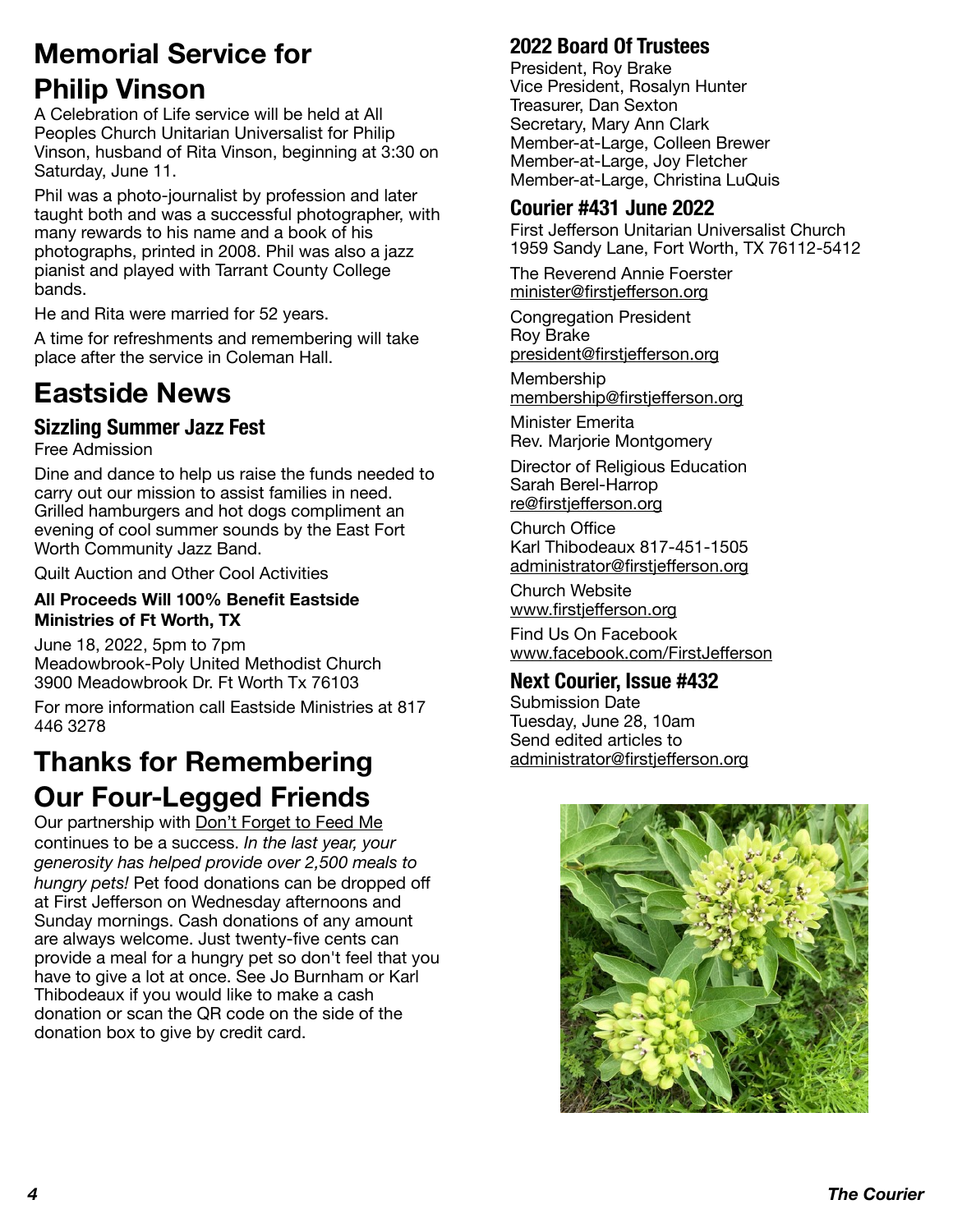# Memorial Service for Philip Vinson

A Celebration of Life service will be held at All Peoples Church Unitarian Universalist for Philip Vinson, husband of Rita Vinson, beginning at 3:30 on Saturday, June 11.

Phil was a photo-journalist by profession and later taught both and was a successful photographer, with many rewards to his name and a book of his photographs, printed in 2008. Phil was also a jazz pianist and played with Tarrant County College bands.

He and Rita were married for 52 years.

A time for refreshments and remembering will take place after the service in Coleman Hall.

# Eastside News

## Sizzling Summer Jazz Fest

Free Admission

Dine and dance to help us raise the funds needed to carry out our mission to assist families in need. Grilled hamburgers and hot dogs compliment an evening of cool summer sounds by the East Fort Worth Community Jazz Band.

Quilt Auction and Other Cool Activities

**All Proceeds Will 100% Benefit Eastside Ministries of Ft Worth, TX**

June 18, 2022, 5pm to 7pm
Meadowbrook-Poly United Methodist Church
3900 Meadowbrook Dr. Ft Worth Tx 76103

For more information call Eastside Ministries at 817 446 3278

# Thanks for Remembering Our Four-Legged Friends

Our partnership with Don't Forget to Feed Me continues to be a success. *In the last year, your generosity has helped provide over 2,500 meals to hungry pets!* Pet food donations can be dropped off at First Jefferson on Wednesday afternoons and Sunday mornings. Cash donations of any amount are always welcome. Just twenty-five cents can provide a meal for a hungry pet so don't feel that you have to give a lot at once. See Jo Burnham or Karl Thibodeaux if you would like to make a cash donation or scan the QR code on the side of the donation box to give by credit card.

## 2022 Board Of Trustees

President, Roy Brake
Vice President, Rosalyn Hunter
Treasurer, Dan Sexton
Secretary, Mary Ann Clark
Member-at-Large, Colleen Brewer
Member-at-Large, Joy Fletcher
Member-at-Large, Christina LuQuis

## Courier #431 June 2022

First Jefferson Unitarian Universalist Church
1959 Sandy Lane, Fort Worth, TX 76112-5412

The Reverend Annie Foerster
minister@firstjefferson.org

Congregation President
Roy Brake
president@firstjefferson.org

Membership
membership@firstjefferson.org

Minister Emerita
Rev. Marjorie Montgomery

Director of Religious Education
Sarah Berel-Harrop
re@firstjefferson.org

Church Office
Karl Thibodeaux 817-451-1505
administrator@firstjefferson.org

Church Website
www.firstjefferson.org

Find Us On Facebook
www.facebook.com/FirstJefferson

## Next Courier, Issue #432

Submission Date
Tuesday, June 28, 10am
Send edited articles to
administrator@firstjefferson.org